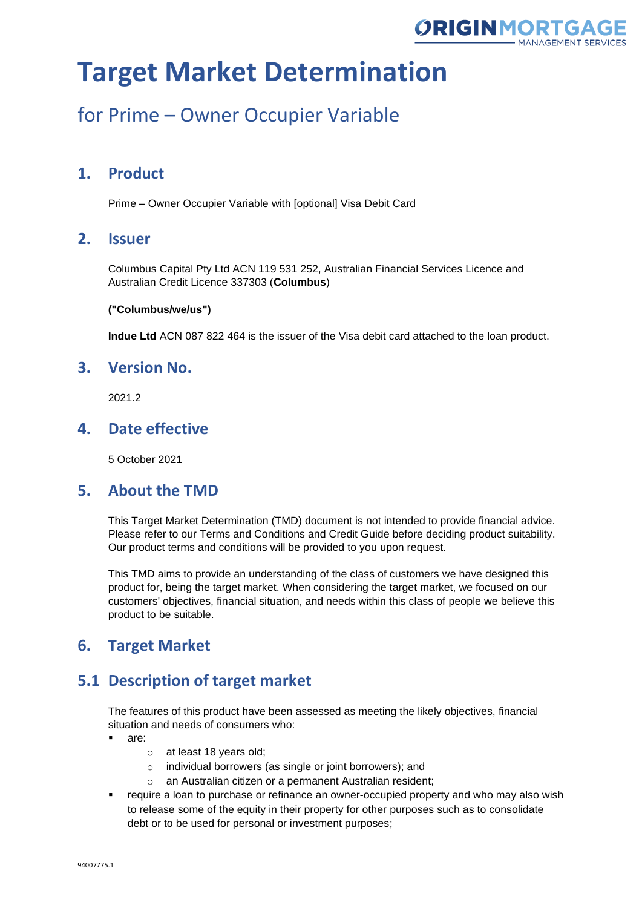# Target Market Determination

## for Prime – Owner Occupier Variable

## 1. Product

Prime – Owner Occupier Variable with [optional] Visa Debit Card

## 2. Issuer

Columbus Capital Pty Ltd ACN 119 531 252, Australian Financial Services Licence and Australian Credit Licence 337303 (**Columbus**)

**("Columbus/we/us")**

**Indue Ltd** ACN 087 822 464 is the issuer of the Visa debit card attached to the loan product.

## 3. Version No.

2021.2

## 4. Date effective

5 October 2021

## 5. About the TMD

This Target Market Determination (TMD) document is not intended to provide financial advice. Please refer to our Terms and Conditions and Credit Guide before deciding product suitability. Our product terms and conditions will be provided to you upon request.

This TMD aims to provide an understanding of the class of customers we have designed this product for, being the target market. When considering the target market, we focused on our customers' objectives, financial situation, and needs within this class of people we believe this product to be suitable.

## 6. Target Market

## 5.1 Description of target market

The features of this product have been assessed as meeting the likely objectives, financial situation and needs of consumers who:

- are:
  - at least 18 years old;
  - individual borrowers (as single or joint borrowers); and
  - an Australian citizen or a permanent Australian resident;
- require a loan to purchase or refinance an owner-occupied property and who may also wish to release some of the equity in their property for other purposes such as to consolidate debt or to be used for personal or investment purposes;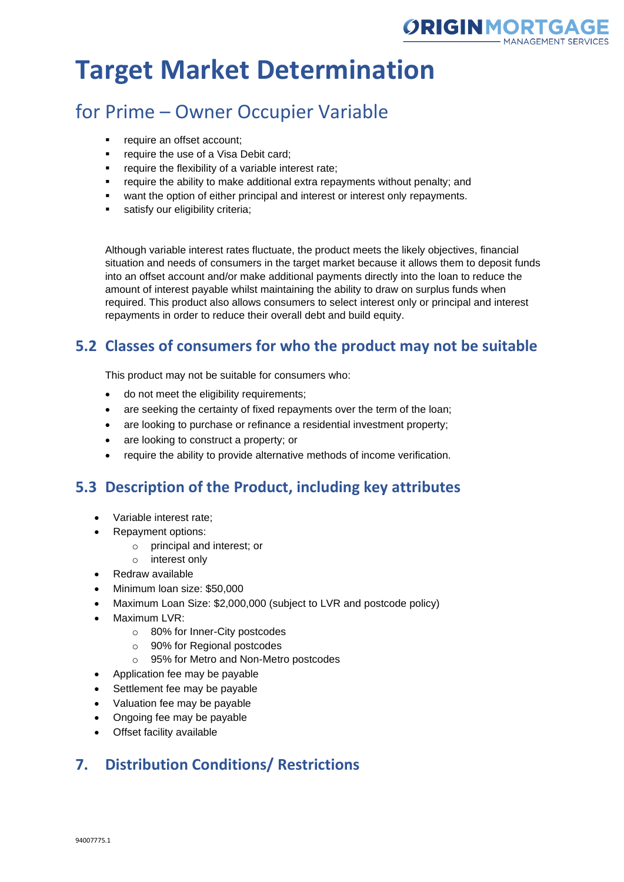# Target Market Determination

## for Prime – Owner Occupier Variable

- require an offset account;
- require the use of a Visa Debit card;
- require the flexibility of a variable interest rate;
- require the ability to make additional extra repayments without penalty; and
- want the option of either principal and interest or interest only repayments.
- satisfy our eligibility criteria;

Although variable interest rates fluctuate, the product meets the likely objectives, financial situation and needs of consumers in the target market because it allows them to deposit funds into an offset account and/or make additional payments directly into the loan to reduce the amount of interest payable whilst maintaining the ability to draw on surplus funds when required. This product also allows consumers to select interest only or principal and interest repayments in order to reduce their overall debt and build equity.

## 5.2 Classes of consumers for who the product may not be suitable

This product may not be suitable for consumers who:

- do not meet the eligibility requirements;
- are seeking the certainty of fixed repayments over the term of the loan;
- are looking to purchase or refinance a residential investment property;
- are looking to construct a property; or
- require the ability to provide alternative methods of income verification.

## 5.3 Description of the Product, including key attributes

- Variable interest rate;
- Repayment options:
  - principal and interest; or
  - interest only
- Redraw available
- Minimum loan size: $50,000
- Maximum Loan Size: $2,000,000 (subject to LVR and postcode policy)
- Maximum LVR:
  - 80% for Inner-City postcodes
  - 90% for Regional postcodes
  - 95% for Metro and Non-Metro postcodes
- Application fee may be payable
- Settlement fee may be payable
- Valuation fee may be payable
- Ongoing fee may be payable
- Offset facility available

## 7. Distribution Conditions/ Restrictions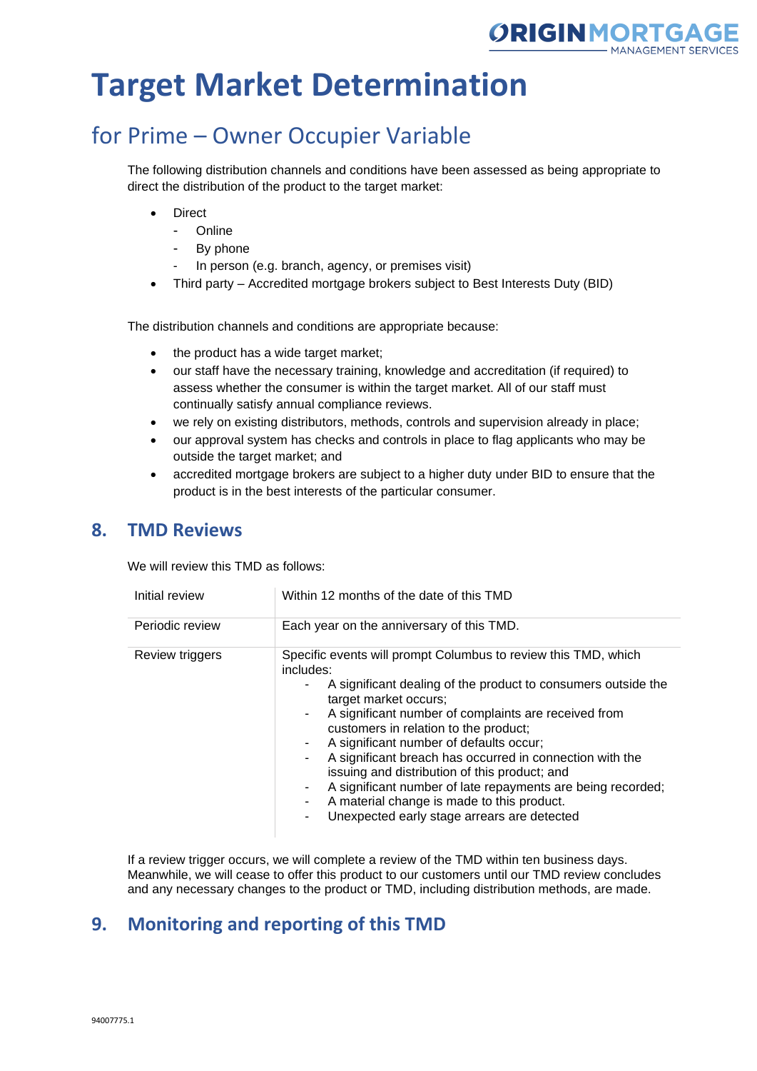# Target Market Determination

## for Prime – Owner Occupier Variable

The following distribution channels and conditions have been assessed as being appropriate to direct the distribution of the product to the target market:

- Direct
  - Online
  - By phone
  - In person (e.g. branch, agency, or premises visit)
- Third party – Accredited mortgage brokers subject to Best Interests Duty (BID)

The distribution channels and conditions are appropriate because:

- the product has a wide target market;
- our staff have the necessary training, knowledge and accreditation (if required) to assess whether the consumer is within the target market. All of our staff must continually satisfy annual compliance reviews.
- we rely on existing distributors, methods, controls and supervision already in place;
- our approval system has checks and controls in place to flag applicants who may be outside the target market; and
- accredited mortgage brokers are subject to a higher duty under BID to ensure that the product is in the best interests of the particular consumer.

## 8. TMD Reviews

We will review this TMD as follows:

| | |
|---|---|
| Initial review | Within 12 months of the date of this TMD |
| Periodic review | Each year on the anniversary of this TMD. |
| Review triggers | Specific events will prompt Columbus to review this TMD, which includes:<br>- A significant dealing of the product to consumers outside the target market occurs;<br>- A significant number of complaints are received from customers in relation to the product;<br>- A significant number of defaults occur;<br>- A significant breach has occurred in connection with the issuing and distribution of this product; and<br>- A significant number of late repayments are being recorded;<br>- A material change is made to this product.<br>- Unexpected early stage arrears are detected |

If a review trigger occurs, we will complete a review of the TMD within ten business days. Meanwhile, we will cease to offer this product to our customers until our TMD review concludes and any necessary changes to the product or TMD, including distribution methods, are made.

## 9. Monitoring and reporting of this TMD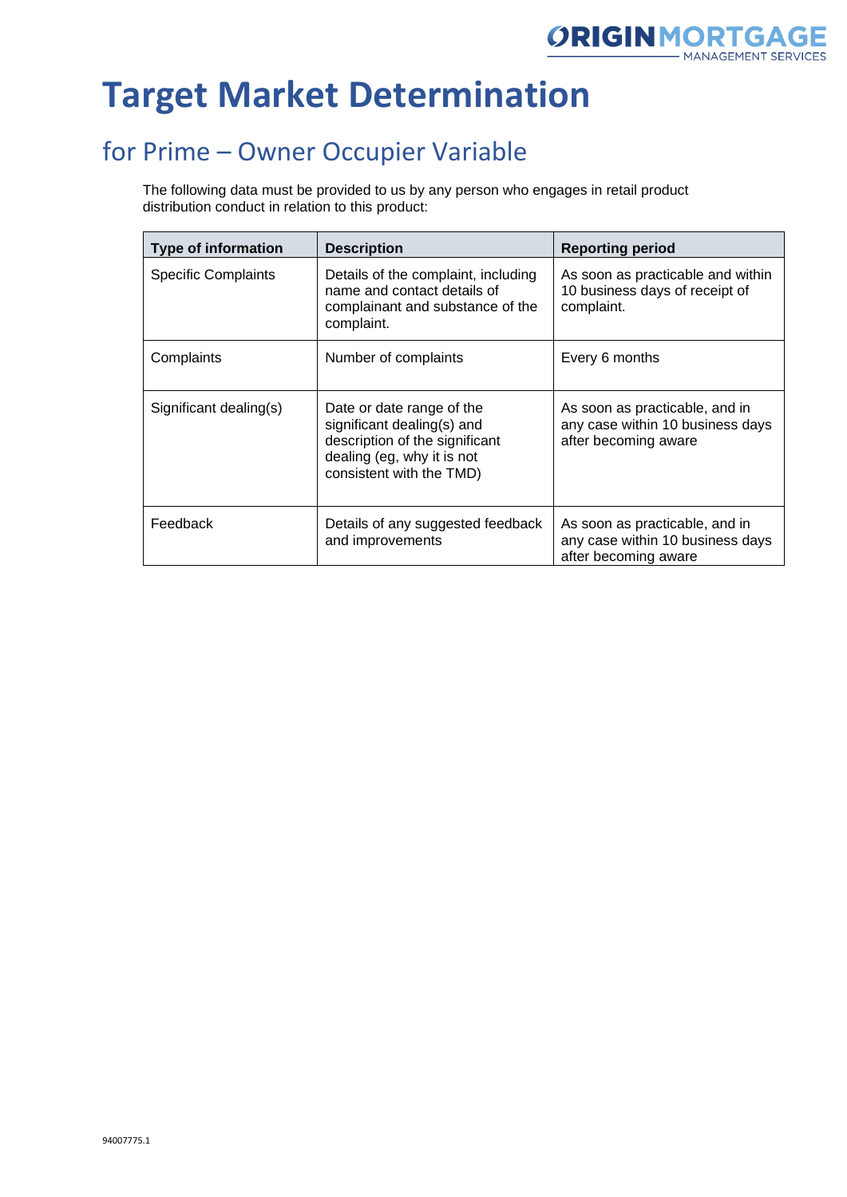# Target Market Determination

## for Prime – Owner Occupier Variable

The following data must be provided to us by any person who engages in retail product distribution conduct in relation to this product:

| Type of information | Description | Reporting period |
|---|---|---|
| Specific Complaints | Details of the complaint, including name and contact details of complainant and substance of the complaint. | As soon as practicable and within 10 business days of receipt of complaint. |
| Complaints | Number of complaints | Every 6 months |
| Significant dealing(s) | Date or date range of the significant dealing(s) and description of the significant dealing (eg, why it is not consistent with the TMD) | As soon as practicable, and in any case within 10 business days after becoming aware |
| Feedback | Details of any suggested feedback and improvements | As soon as practicable, and in any case within 10 business days after becoming aware |

94007775.1